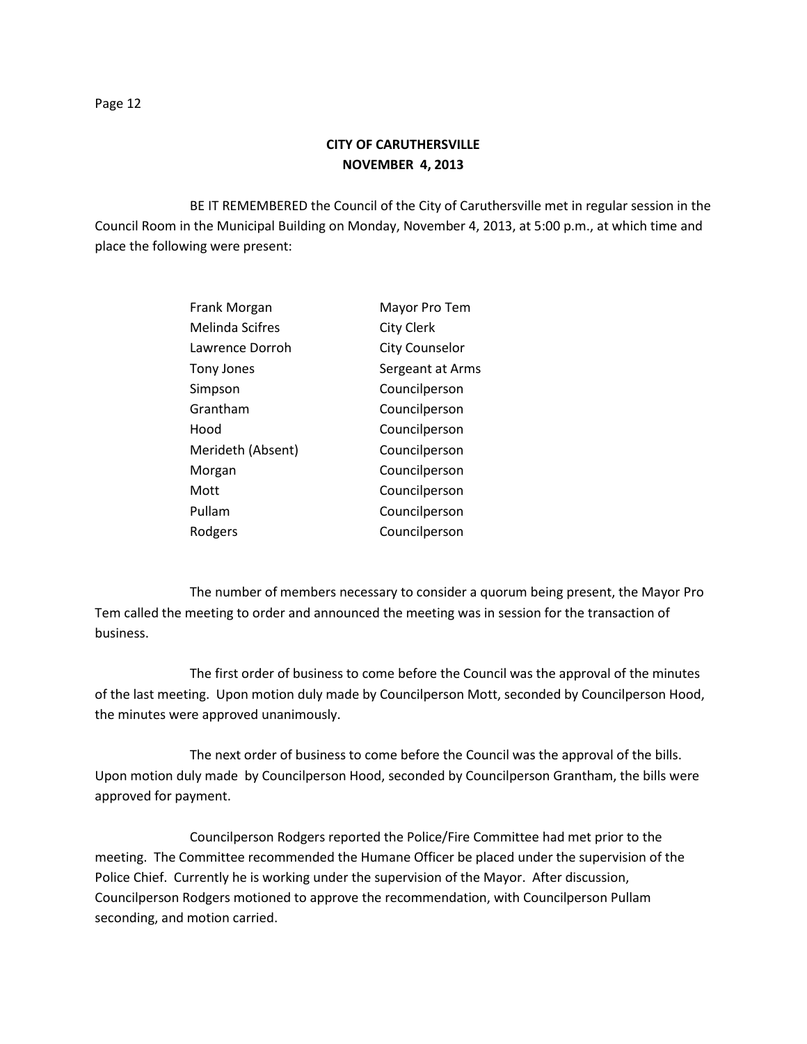# CITY OF CARUTHERSVILLE
## NOVEMBER 4, 2013

BE IT REMEMBERED the Council of the City of Caruthersville met in regular session in the Council Room in the Municipal Building on Monday, November 4, 2013, at 5:00 p.m., at which time and place the following were present:

| | |
|---|---|
| Frank Morgan | Mayor Pro Tem |
| Melinda Scifres | City Clerk |
| Lawrence Dorroh | City Counselor |
| Tony Jones | Sergeant at Arms |
| Simpson | Councilperson |
| Grantham | Councilperson |
| Hood | Councilperson |
| Merideth (Absent) | Councilperson |
| Morgan | Councilperson |
| Mott | Councilperson |
| Pullam | Councilperson |
| Rodgers | Councilperson |

The number of members necessary to consider a quorum being present, the Mayor Pro Tem called the meeting to order and announced the meeting was in session for the transaction of business.

The first order of business to come before the Council was the approval of the minutes of the last meeting. Upon motion duly made by Councilperson Mott, seconded by Councilperson Hood, the minutes were approved unanimously.

The next order of business to come before the Council was the approval of the bills. Upon motion duly made by Councilperson Hood, seconded by Councilperson Grantham, the bills were approved for payment.

Councilperson Rodgers reported the Police/Fire Committee had met prior to the meeting. The Committee recommended the Humane Officer be placed under the supervision of the Police Chief. Currently he is working under the supervision of the Mayor. After discussion, Councilperson Rodgers motioned to approve the recommendation, with Councilperson Pullam seconding, and motion carried.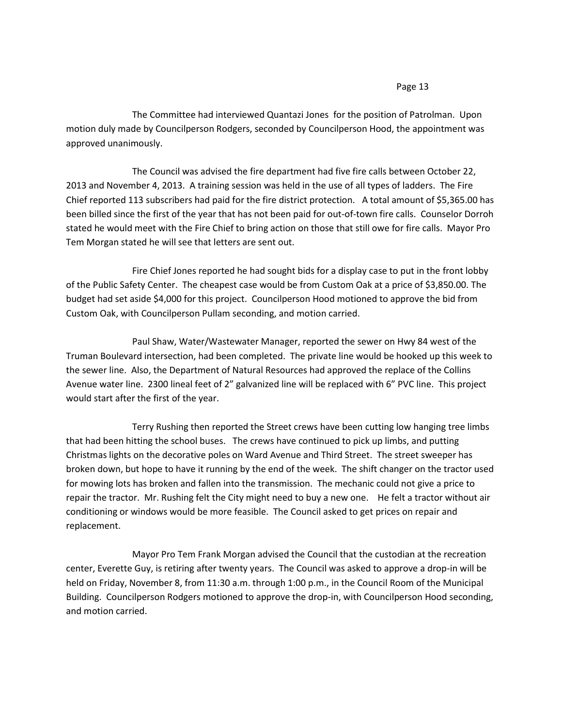The Committee had interviewed Quantazi Jones  for the position of Patrolman.  Upon motion duly made by Councilperson Rodgers, seconded by Councilperson Hood, the appointment was approved unanimously.

The Council was advised the fire department had five fire calls between October 22, 2013 and November 4, 2013.  A training session was held in the use of all types of ladders.  The Fire Chief reported 113 subscribers had paid for the fire district protection.   A total amount of $5,365.00 has been billed since the first of the year that has not been paid for out-of-town fire calls.  Counselor Dorroh stated he would meet with the Fire Chief to bring action on those that still owe for fire calls.  Mayor Pro Tem Morgan stated he will see that letters are sent out.

Fire Chief Jones reported he had sought bids for a display case to put in the front lobby of the Public Safety Center.  The cheapest case would be from Custom Oak at a price of $3,850.00. The budget had set aside $4,000 for this project.  Councilperson Hood motioned to approve the bid from Custom Oak, with Councilperson Pullam seconding, and motion carried.

Paul Shaw, Water/Wastewater Manager, reported the sewer on Hwy 84 west of the Truman Boulevard intersection, had been completed.  The private line would be hooked up this week to the sewer line.  Also, the Department of Natural Resources had approved the replace of the Collins Avenue water line.  2300 lineal feet of 2" galvanized line will be replaced with 6" PVC line.  This project would start after the first of the year.

Terry Rushing then reported the Street crews have been cutting low hanging tree limbs that had been hitting the school buses.   The crews have continued to pick up limbs, and putting Christmas lights on the decorative poles on Ward Avenue and Third Street.  The street sweeper has broken down, but hope to have it running by the end of the week.  The shift changer on the tractor used for mowing lots has broken and fallen into the transmission.  The mechanic could not give a price to repair the tractor.  Mr. Rushing felt the City might need to buy a new one.    He felt a tractor without air conditioning or windows would be more feasible.  The Council asked to get prices on repair and replacement.

Mayor Pro Tem Frank Morgan advised the Council that the custodian at the recreation center, Everette Guy, is retiring after twenty years.  The Council was asked to approve a drop-in will be held on Friday, November 8, from 11:30 a.m. through 1:00 p.m., in the Council Room of the Municipal Building.  Councilperson Rodgers motioned to approve the drop-in, with Councilperson Hood seconding, and motion carried.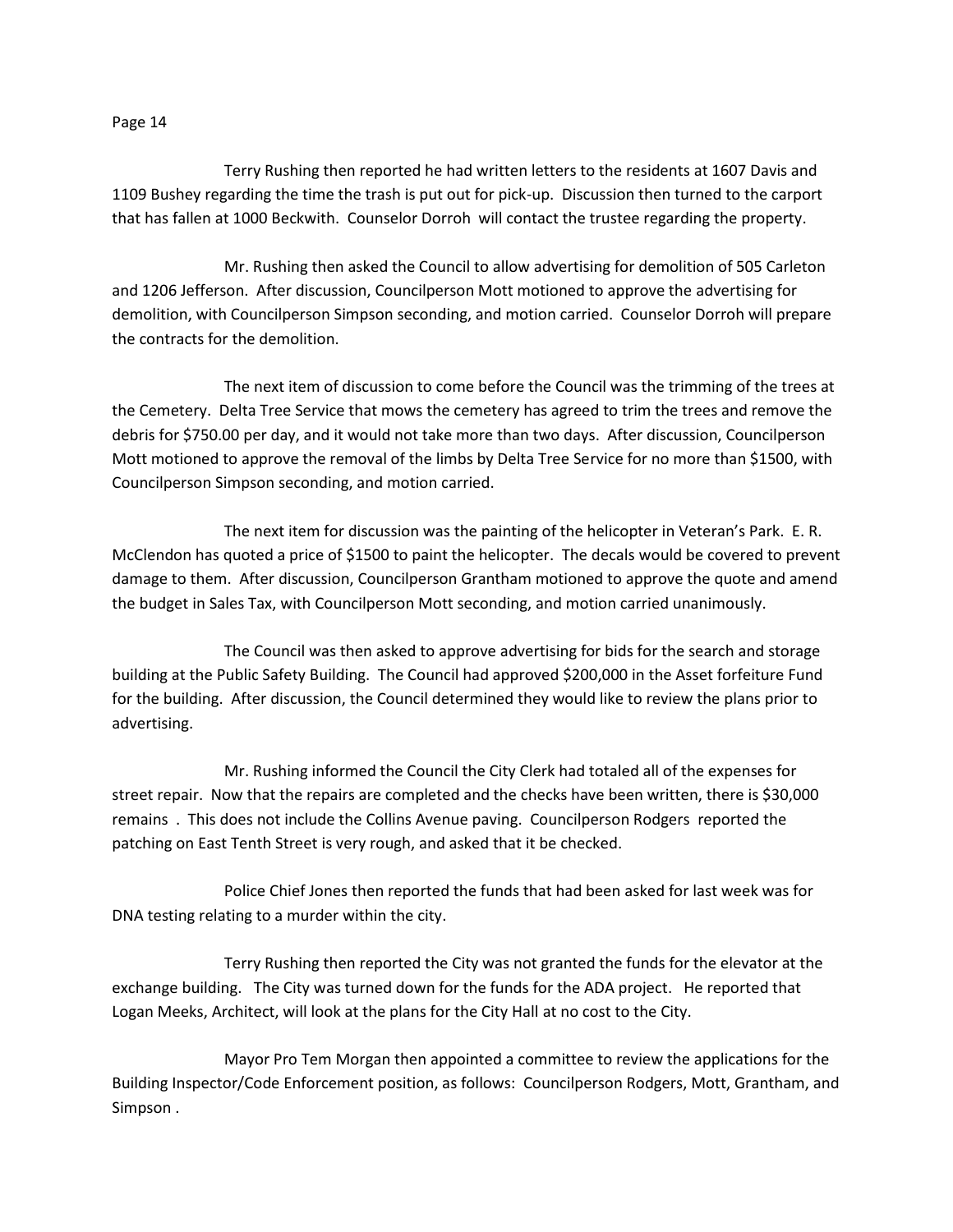Terry Rushing then reported he had written letters to the residents at 1607 Davis and 1109 Bushey regarding the time the trash is put out for pick-up. Discussion then turned to the carport that has fallen at 1000 Beckwith. Counselor Dorroh will contact the trustee regarding the property.

Mr. Rushing then asked the Council to allow advertising for demolition of 505 Carleton and 1206 Jefferson. After discussion, Councilperson Mott motioned to approve the advertising for demolition, with Councilperson Simpson seconding, and motion carried. Counselor Dorroh will prepare the contracts for the demolition.

The next item of discussion to come before the Council was the trimming of the trees at the Cemetery. Delta Tree Service that mows the cemetery has agreed to trim the trees and remove the debris for $750.00 per day, and it would not take more than two days. After discussion, Councilperson Mott motioned to approve the removal of the limbs by Delta Tree Service for no more than $1500, with Councilperson Simpson seconding, and motion carried.

The next item for discussion was the painting of the helicopter in Veteran's Park. E. R. McClendon has quoted a price of $1500 to paint the helicopter. The decals would be covered to prevent damage to them. After discussion, Councilperson Grantham motioned to approve the quote and amend the budget in Sales Tax, with Councilperson Mott seconding, and motion carried unanimously.

The Council was then asked to approve advertising for bids for the search and storage building at the Public Safety Building. The Council had approved $200,000 in the Asset forfeiture Fund for the building. After discussion, the Council determined they would like to review the plans prior to advertising.

Mr. Rushing informed the Council the City Clerk had totaled all of the expenses for street repair. Now that the repairs are completed and the checks have been written, there is $30,000 remains . This does not include the Collins Avenue paving. Councilperson Rodgers reported the patching on East Tenth Street is very rough, and asked that it be checked.

Police Chief Jones then reported the funds that had been asked for last week was for DNA testing relating to a murder within the city.

Terry Rushing then reported the City was not granted the funds for the elevator at the exchange building. The City was turned down for the funds for the ADA project. He reported that Logan Meeks, Architect, will look at the plans for the City Hall at no cost to the City.

Mayor Pro Tem Morgan then appointed a committee to review the applications for the Building Inspector/Code Enforcement position, as follows: Councilperson Rodgers, Mott, Grantham, and Simpson .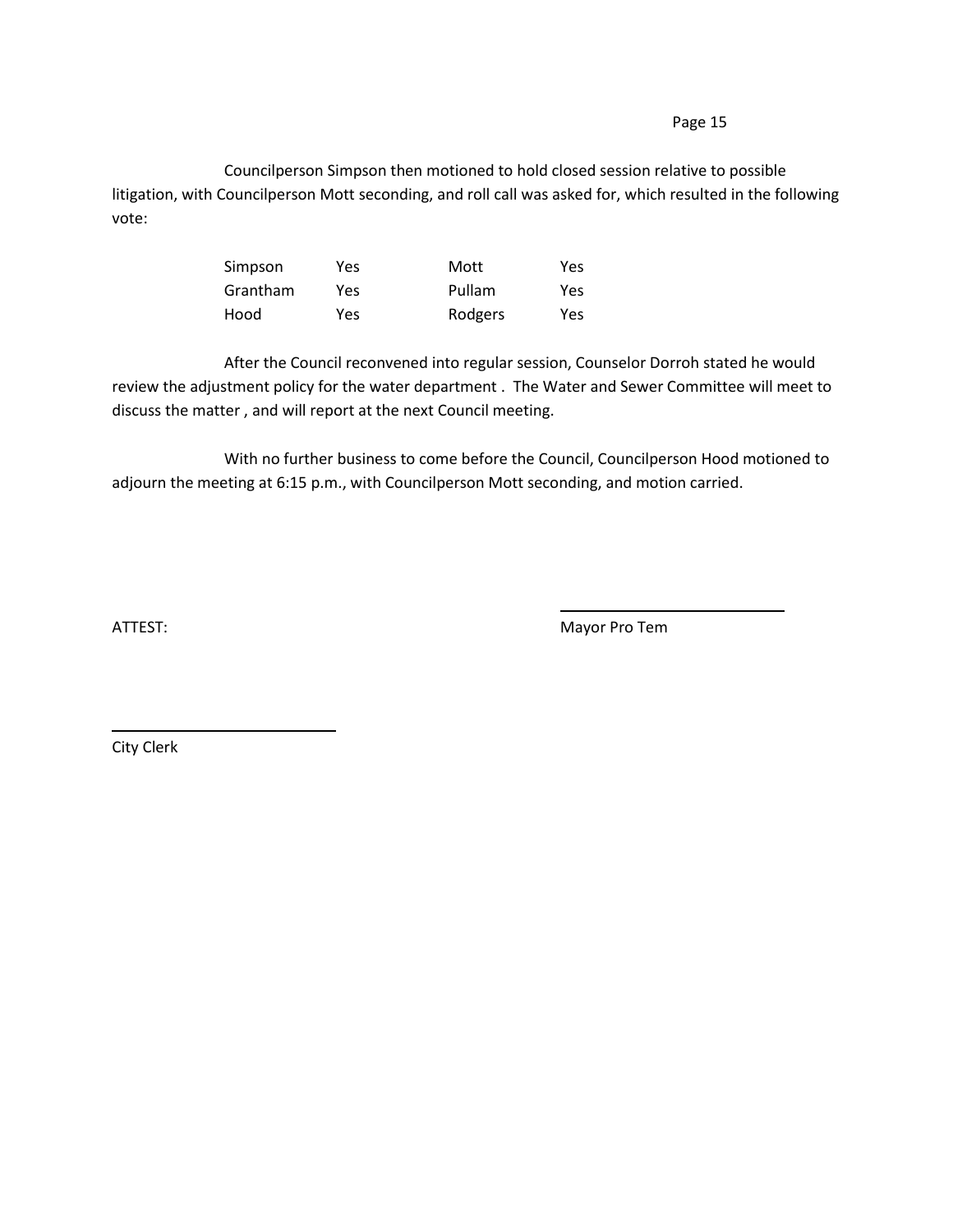Councilperson Simpson then motioned to hold closed session relative to possible litigation, with Councilperson Mott seconding, and roll call was asked for, which resulted in the following vote:

| | | | |
|---|---|---|---|
| Simpson | Yes | Mott | Yes |
| Grantham | Yes | Pullam | Yes |
| Hood | Yes | Rodgers | Yes |

After the Council reconvened into regular session, Counselor Dorroh stated he would review the adjustment policy for the water department . The Water and Sewer Committee will meet to discuss the matter , and will report at the next Council meeting.

With no further business to come before the Council, Councilperson Hood motioned to adjourn the meeting at 6:15 p.m., with Councilperson Mott seconding, and motion carried.

ATTEST:

Mayor Pro Tem

City Clerk